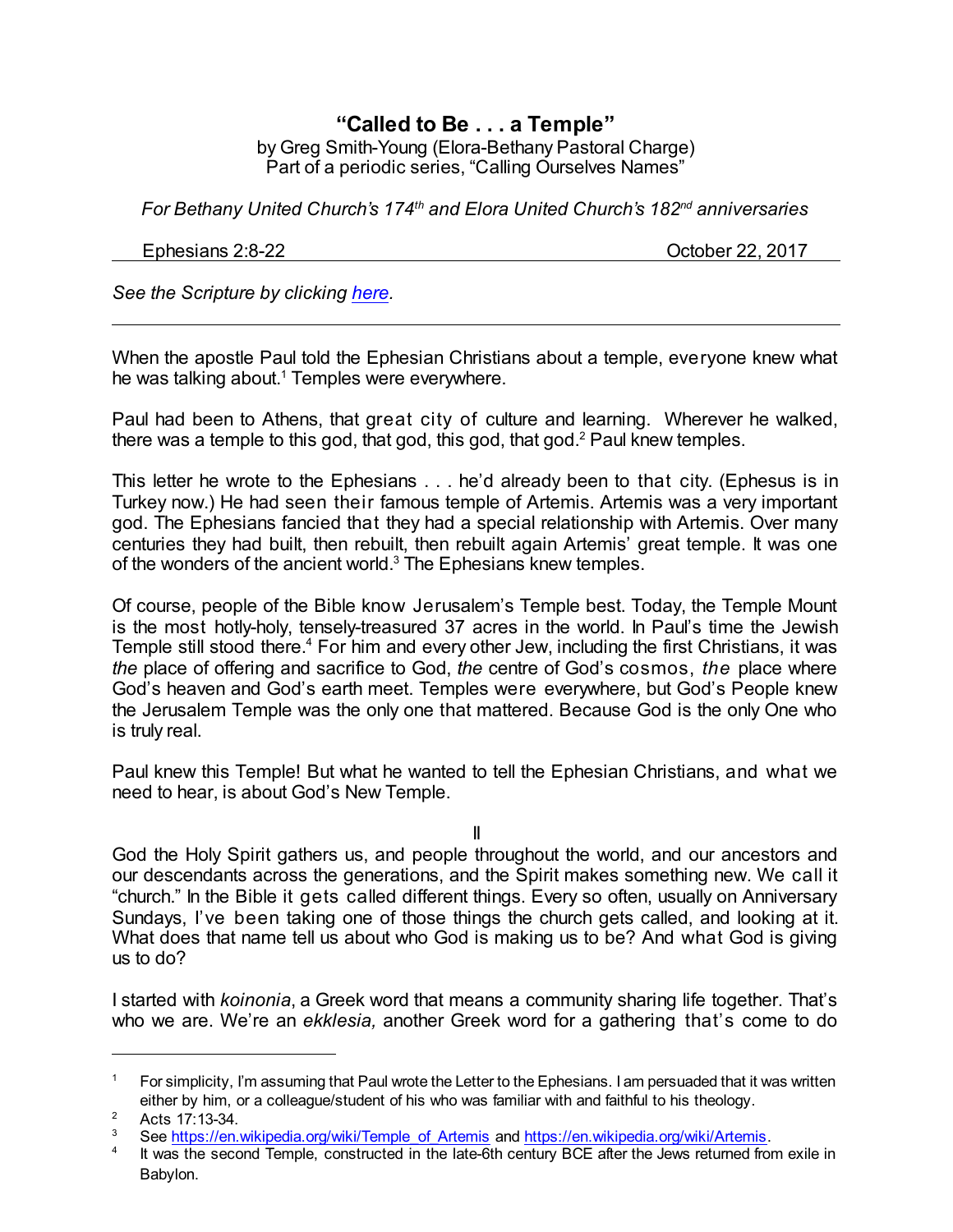# "Called to Be . . . a Temple"

by Greg Smith-Young (Elora-Bethany Pastoral Charge)
Part of a periodic series, "Calling Ourselves Names"

*For Bethany United Church's 174th and Elora United Church's 182nd anniversaries*

Ephesians 2:8-22 — October 22, 2017

*See the Scripture by clicking [here](#).*

---

When the apostle Paul told the Ephesian Christians about a temple, everyone knew what he was talking about.[1] Temples were everywhere.

Paul had been to Athens, that great city of culture and learning. Wherever he walked, there was a temple to this god, that god, this god, that god.[2] Paul knew temples.

This letter he wrote to the Ephesians . . . he'd already been to that city. (Ephesus is in Turkey now.) He had seen their famous temple of Artemis. Artemis was a very important god. The Ephesians fancied that they had a special relationship with Artemis. Over many centuries they had built, then rebuilt, then rebuilt again Artemis' great temple. It was one of the wonders of the ancient world.[3] The Ephesians knew temples.

Of course, people of the Bible know Jerusalem's Temple best. Today, the Temple Mount is the most hotly-holy, tensely-treasured 37 acres in the world. In Paul's time the Jewish Temple still stood there.[4] For him and every other Jew, including the first Christians, it was *the* place of offering and sacrifice to God, *the* centre of God's cosmos, *the* place where God's heaven and God's earth meet. Temples were everywhere, but God's People knew the Jerusalem Temple was the only one that mattered. Because God is the only One who is truly real.

Paul knew this Temple! But what he wanted to tell the Ephesian Christians, and what we need to hear, is about God's New Temple.

II

God the Holy Spirit gathers us, and people throughout the world, and our ancestors and our descendants across the generations, and the Spirit makes something new. We call it "church." In the Bible it gets called different things. Every so often, usually on Anniversary Sundays, I've been taking one of those things the church gets called, and looking at it. What does that name tell us about who God is making us to be? And what God is giving us to do?

I started with *koinonia*, a Greek word that means a community sharing life together. That's who we are. We're an *ekklesia,* another Greek word for a gathering that's come to do

---

[1] For simplicity, I'm assuming that Paul wrote the Letter to the Ephesians. I am persuaded that it was written either by him, or a colleague/student of his who was familiar with and faithful to his theology.

[2] Acts 17:13-34.

[3] See https://en.wikipedia.org/wiki/Temple_of_Artemis and https://en.wikipedia.org/wiki/Artemis.

[4] It was the second Temple, constructed in the late-6th century BCE after the Jews returned from exile in Babylon.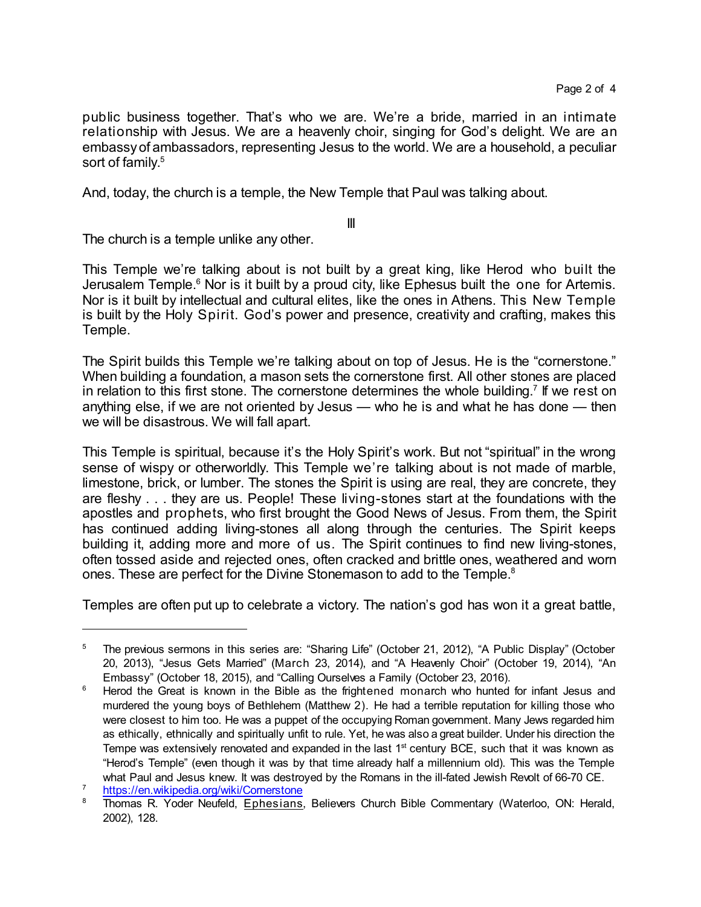public business together. That's who we are. We're a bride, married in an intimate relationship with Jesus. We are a heavenly choir, singing for God's delight. We are an embassy of ambassadors, representing Jesus to the world. We are a household, a peculiar sort of family.[5]

And, today, the church is a temple, the New Temple that Paul was talking about.

III

The church is a temple unlike any other.

This Temple we're talking about is not built by a great king, like Herod who built the Jerusalem Temple.[6] Nor is it built by a proud city, like Ephesus built the one for Artemis. Nor is it built by intellectual and cultural elites, like the ones in Athens. This New Temple is built by the Holy Spirit. God's power and presence, creativity and crafting, makes this Temple.

The Spirit builds this Temple we're talking about on top of Jesus. He is the "cornerstone." When building a foundation, a mason sets the cornerstone first. All other stones are placed in relation to this first stone. The cornerstone determines the whole building.[7] If we rest on anything else, if we are not oriented by Jesus — who he is and what he has done — then we will be disastrous. We will fall apart.

This Temple is spiritual, because it's the Holy Spirit's work. But not "spiritual" in the wrong sense of wispy or otherworldly. This Temple we're talking about is not made of marble, limestone, brick, or lumber. The stones the Spirit is using are real, they are concrete, they are fleshy . . . they are us. People! These living-stones start at the foundations with the apostles and prophets, who first brought the Good News of Jesus. From them, the Spirit has continued adding living-stones all along through the centuries. The Spirit keeps building it, adding more and more of us. The Spirit continues to find new living-stones, often tossed aside and rejected ones, often cracked and brittle ones, weathered and worn ones. These are perfect for the Divine Stonemason to add to the Temple.[8]

Temples are often put up to celebrate a victory. The nation's god has won it a great battle,

---

[5] The previous sermons in this series are: "Sharing Life" (October 21, 2012), "A Public Display" (October 20, 2013), "Jesus Gets Married" (March 23, 2014), and "A Heavenly Choir" (October 19, 2014), "An Embassy" (October 18, 2015), and "Calling Ourselves a Family (October 23, 2016).

[6] Herod the Great is known in the Bible as the frightened monarch who hunted for infant Jesus and murdered the young boys of Bethlehem (Matthew 2). He had a terrible reputation for killing those who were closest to him too. He was a puppet of the occupying Roman government. Many Jews regarded him as ethically, ethnically and spiritually unfit to rule. Yet, he was also a great builder. Under his direction the Tempe was extensively renovated and expanded in the last 1st century BCE, such that it was known as "Herod's Temple" (even though it was by that time already half a millennium old). This was the Temple what Paul and Jesus knew. It was destroyed by the Romans in the ill-fated Jewish Revolt of 66-70 CE.

[7] https://en.wikipedia.org/wiki/Cornerstone

[8] Thomas R. Yoder Neufeld, Ephesians, Believers Church Bible Commentary (Waterloo, ON: Herald, 2002), 128.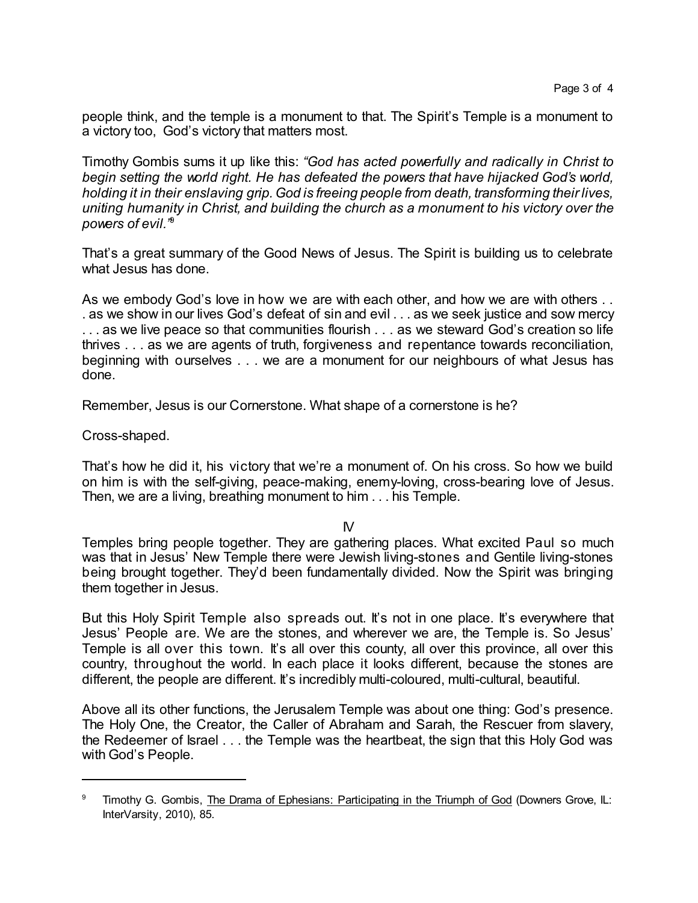people think, and the temple is a monument to that. The Spirit's Temple is a monument to a victory too, God's victory that matters most.

Timothy Gombis sums it up like this: *"God has acted powerfully and radically in Christ to begin setting the world right. He has defeated the powers that have hijacked God's world, holding it in their enslaving grip. God is freeing people from death, transforming their lives, uniting humanity in Christ, and building the church as a monument to his victory over the powers of evil."*[9]

That's a great summary of the Good News of Jesus. The Spirit is building us to celebrate what Jesus has done.

As we embody God's love in how we are with each other, and how we are with others . . . as we show in our lives God's defeat of sin and evil . . . as we seek justice and sow mercy . . . as we live peace so that communities flourish . . . as we steward God's creation so life thrives . . . as we are agents of truth, forgiveness and repentance towards reconciliation, beginning with ourselves . . . we are a monument for our neighbours of what Jesus has done.

Remember, Jesus is our Cornerstone. What shape of a cornerstone is he?

Cross-shaped.

That's how he did it, his victory that we're a monument of. On his cross. So how we build on him is with the self-giving, peace-making, enemy-loving, cross-bearing love of Jesus. Then, we are a living, breathing monument to him . . . his Temple.

IV

Temples bring people together. They are gathering places. What excited Paul so much was that in Jesus' New Temple there were Jewish living-stones and Gentile living-stones being brought together. They'd been fundamentally divided. Now the Spirit was bringing them together in Jesus.

But this Holy Spirit Temple also spreads out. It's not in one place. It's everywhere that Jesus' People are. We are the stones, and wherever we are, the Temple is. So Jesus' Temple is all over this town. It's all over this county, all over this province, all over this country, throughout the world. In each place it looks different, because the stones are different, the people are different. It's incredibly multi-coloured, multi-cultural, beautiful.

Above all its other functions, the Jerusalem Temple was about one thing: God's presence. The Holy One, the Creator, the Caller of Abraham and Sarah, the Rescuer from slavery, the Redeemer of Israel . . . the Temple was the heartbeat, the sign that this Holy God was with God's People.

---

[9] Timothy G. Gombis, The Drama of Ephesians: Participating in the Triumph of God (Downers Grove, IL: InterVarsity, 2010), 85.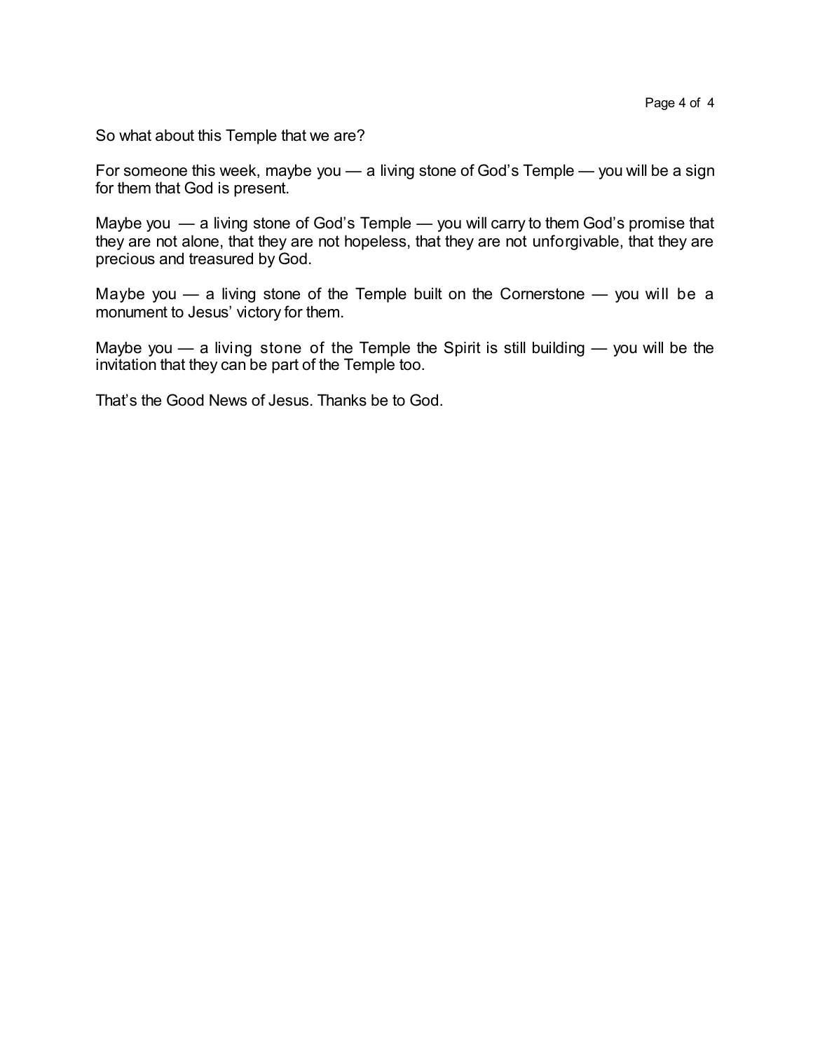So what about this Temple that we are?

For someone this week, maybe you — a living stone of God's Temple — you will be a sign for them that God is present.

Maybe you — a living stone of God's Temple — you will carry to them God's promise that they are not alone, that they are not hopeless, that they are not unforgivable, that they are precious and treasured by God.

Maybe you — a living stone of the Temple built on the Cornerstone — you will be a monument to Jesus' victory for them.

Maybe you — a living stone of the Temple the Spirit is still building — you will be the invitation that they can be part of the Temple too.

That's the Good News of Jesus. Thanks be to God.